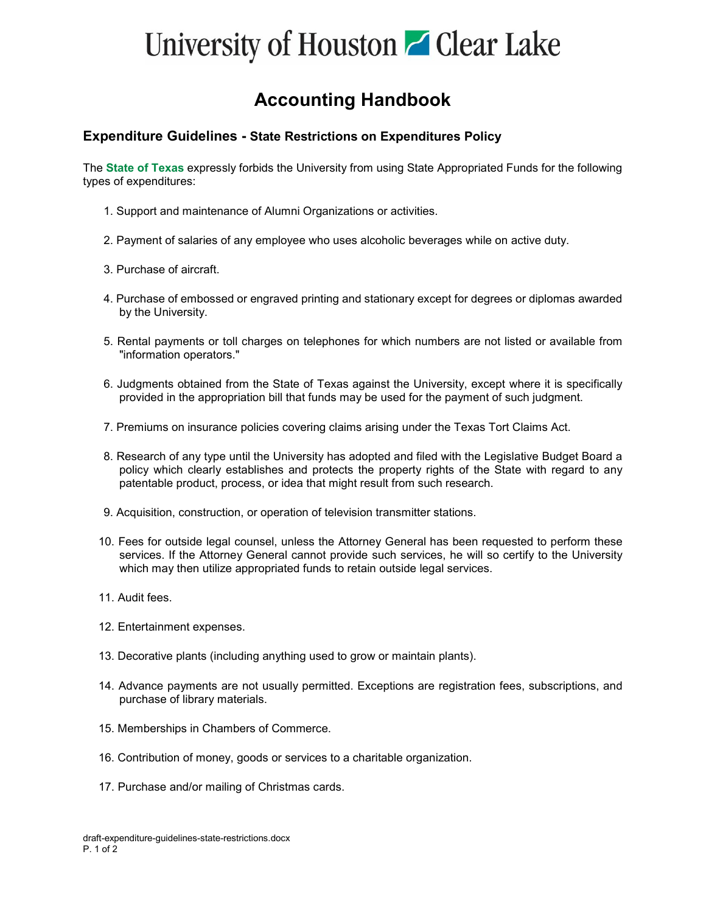# University of Houston Clear Lake

## Accounting Handbook

### Expenditure Guidelines - State Restrictions on Expenditures Policy

The **State of Texas** expressly forbids the University from using State Appropriated Funds for the following types of expenditures:

1. Support and maintenance of Alumni Organizations or activities.
2. Payment of salaries of any employee who uses alcoholic beverages while on active duty.
3. Purchase of aircraft.
4. Purchase of embossed or engraved printing and stationary except for degrees or diplomas awarded by the University.
5. Rental payments or toll charges on telephones for which numbers are not listed or available from "information operators."
6. Judgments obtained from the State of Texas against the University, except where it is specifically provided in the appropriation bill that funds may be used for the payment of such judgment.
7. Premiums on insurance policies covering claims arising under the Texas Tort Claims Act.
8. Research of any type until the University has adopted and filed with the Legislative Budget Board a policy which clearly establishes and protects the property rights of the State with regard to any patentable product, process, or idea that might result from such research.
9. Acquisition, construction, or operation of television transmitter stations.
10. Fees for outside legal counsel, unless the Attorney General has been requested to perform these services. If the Attorney General cannot provide such services, he will so certify to the University which may then utilize appropriated funds to retain outside legal services.
11. Audit fees.
12. Entertainment expenses.
13. Decorative plants (including anything used to grow or maintain plants).
14. Advance payments are not usually permitted. Exceptions are registration fees, subscriptions, and purchase of library materials.
15. Memberships in Chambers of Commerce.
16. Contribution of money, goods or services to a charitable organization.
17. Purchase and/or mailing of Christmas cards.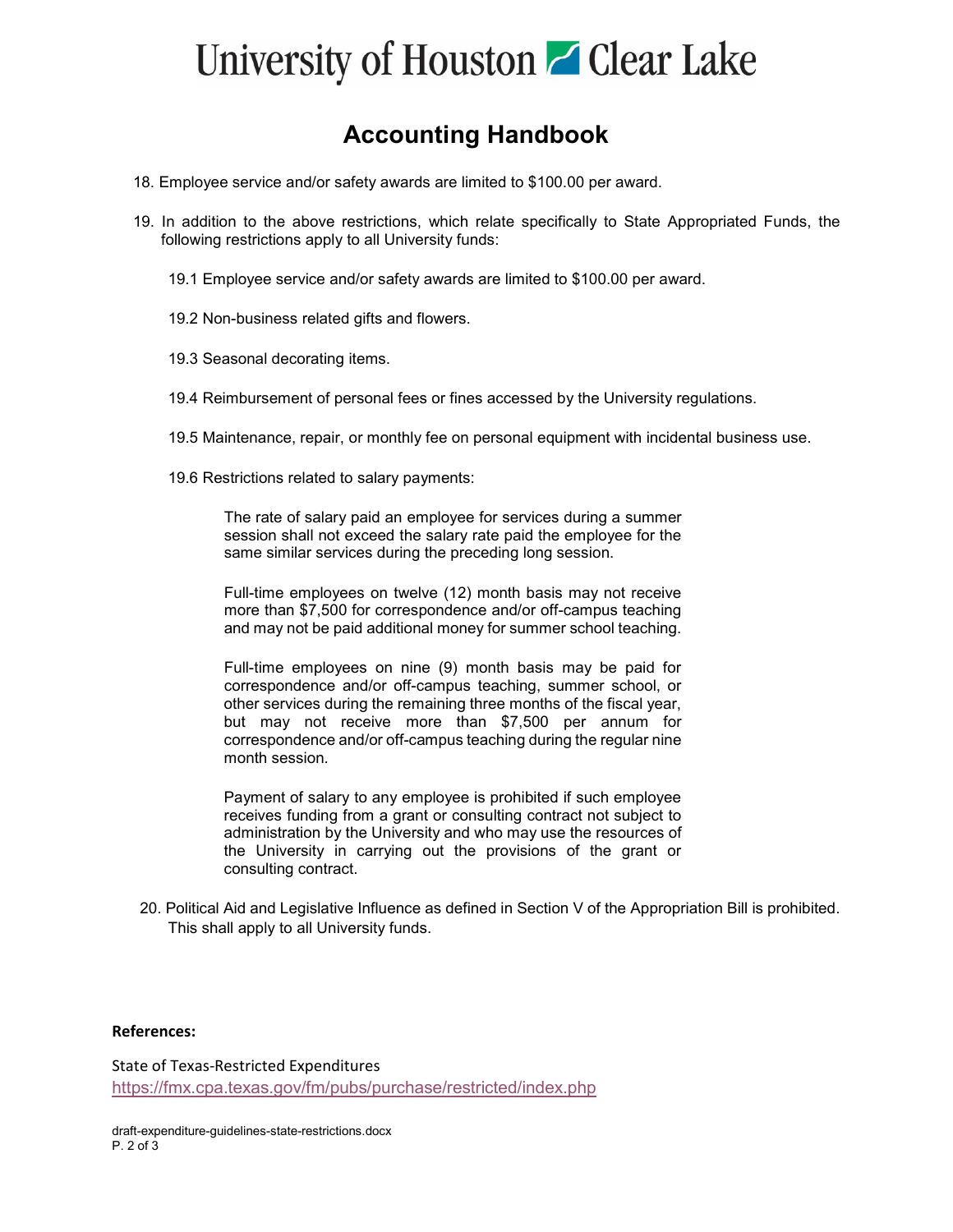18. Employee service and/or safety awards are limited to $100.00 per award.

19. In addition to the above restrictions, which relate specifically to State Appropriated Funds, the following restrictions apply to all University funds:

    19.1 Employee service and/or safety awards are limited to $100.00 per award.

    19.2 Non-business related gifts and flowers.

    19.3 Seasonal decorating items.

    19.4 Reimbursement of personal fees or fines accessed by the University regulations.

    19.5 Maintenance, repair, or monthly fee on personal equipment with incidental business use.

    19.6 Restrictions related to salary payments:

    > The rate of salary paid an employee for services during a summer session shall not exceed the salary rate paid the employee for the same similar services during the preceding long session.
    >
    > Full-time employees on twelve (12) month basis may not receive more than $7,500 for correspondence and/or off-campus teaching and may not be paid additional money for summer school teaching.
    >
    > Full-time employees on nine (9) month basis may be paid for correspondence and/or off-campus teaching, summer school, or other services during the remaining three months of the fiscal year, but may not receive more than $7,500 per annum for correspondence and/or off-campus teaching during the regular nine month session.
    >
    > Payment of salary to any employee is prohibited if such employee receives funding from a grant or consulting contract not subject to administration by the University and who may use the resources of the University in carrying out the provisions of the grant or consulting contract.

20. Political Aid and Legislative Influence as defined in Section V of the Appropriation Bill is prohibited. This shall apply to all University funds.

**References:**

State of Texas-Restricted Expenditures
https://fmx.cpa.texas.gov/fm/pubs/purchase/restricted/index.php